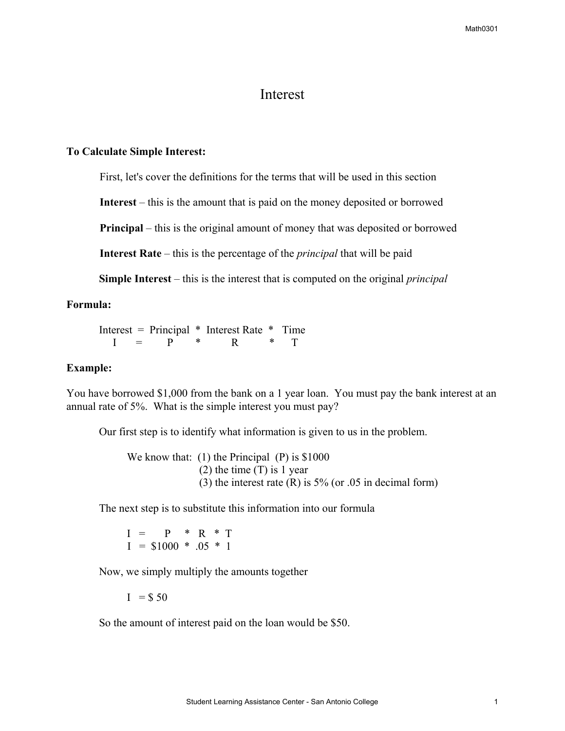# Interest

**To Calculate Simple Interest:**

First, let's cover the definitions for the terms that will be used in this section

**Interest** – this is the amount that is paid on the money deposited or borrowed

**Principal** – this is the original amount of money that was deposited or borrowed

**Interest Rate** – this is the percentage of the *principal* that will be paid

**Simple Interest** – this is the interest that is computed on the original *principal*

**Formula:**

$$\text{Interest} = \text{Principal} * \text{Interest Rate} * \text{Time}$$
$$I = P * R * T$$

**Example:**

You have borrowed $1,000 from the bank on a 1 year loan. You must pay the bank interest at an annual rate of 5%. What is the simple interest you must pay?

Our first step is to identify what information is given to us in the problem.

We know that: (1) the Principal (P) is $1000
(2) the time (T) is 1 year
(3) the interest rate (R) is 5% (or .05 in decimal form)

The next step is to substitute this information into our formula

$$I = P * R * T$$
$$I = \$1000 * .05 * 1$$

Now, we simply multiply the amounts together

$$I = \$\,50$$

So the amount of interest paid on the loan would be $50.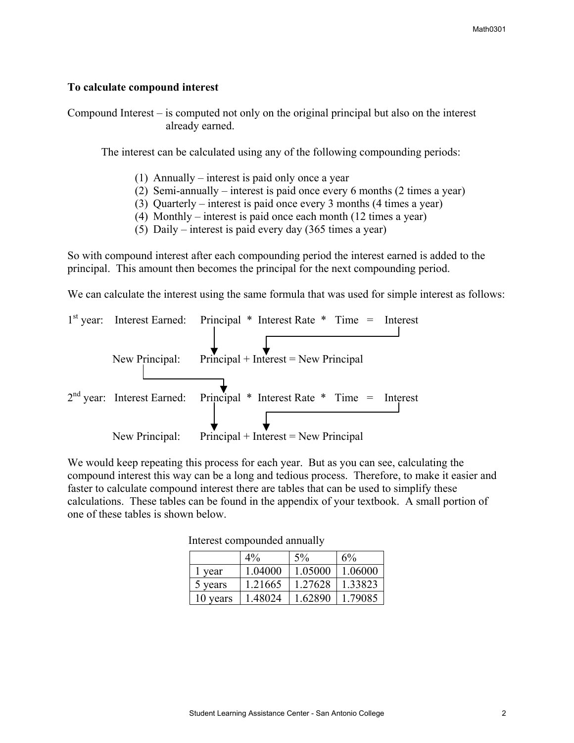**To calculate compound interest**

Compound Interest – is computed not only on the original principal but also on the interest already earned.

The interest can be calculated using any of the following compounding periods:

(1) Annually – interest is paid only once a year
(2) Semi-annually – interest is paid once every 6 months (2 times a year)
(3) Quarterly – interest is paid once every 3 months (4 times a year)
(4) Monthly – interest is paid once each month (12 times a year)
(5) Daily – interest is paid every day (365 times a year)

So with compound interest after each compounding period the interest earned is added to the principal. This amount then becomes the principal for the next compounding period.

We can calculate the interest using the same formula that was used for simple interest as follows:

1st year: Interest Earned: Principal * Interest Rate * Time = Interest

New Principal: Principal + Interest = New Principal

2nd year: Interest Earned: Principal * Interest Rate * Time = Interest

New Principal: Principal + Interest = New Principal

We would keep repeating this process for each year. But as you can see, calculating the compound interest this way can be a long and tedious process. Therefore, to make it easier and faster to calculate compound interest there are tables that can be used to simplify these calculations. These tables can be found in the appendix of your textbook. A small portion of one of these tables is shown below.

Interest compounded annually

| | 4% | 5% | 6% |
|---|---|---|---|
| 1 year | 1.04000 | 1.05000 | 1.06000 |
| 5 years | 1.21665 | 1.27628 | 1.33823 |
| 10 years | 1.48024 | 1.62890 | 1.79085 |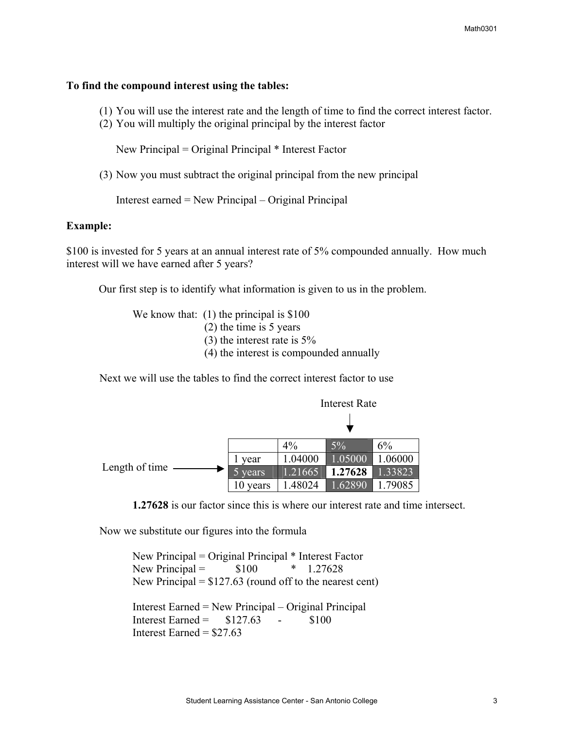**To find the compound interest using the tables:**

(1) You will use the interest rate and the length of time to find the correct interest factor.
(2) You will multiply the original principal by the interest factor

New Principal = Original Principal * Interest Factor

(3) Now you must subtract the original principal from the new principal

Interest earned = New Principal – Original Principal

**Example:**

$100 is invested for 5 years at an annual interest rate of 5% compounded annually. How much interest will we have earned after 5 years?

Our first step is to identify what information is given to us in the problem.

We know that: (1) the principal is $100
(2) the time is 5 years
(3) the interest rate is 5%
(4) the interest is compounded annually

Next we will use the tables to find the correct interest factor to use

Interest Rate

Length of time

| | 4% | 5% | 6% |
|---|---|---|---|
| 1 year | 1.04000 | 1.05000 | 1.06000 |
| 5 years | 1.21665 | **1.27628** | 1.33823 |
| 10 years | 1.48024 | 1.62890 | 1.79085 |

**1.27628** is our factor since this is where our interest rate and time intersect.

Now we substitute our figures into the formula

New Principal = Original Principal * Interest Factor
New Principal = $100 * 1.27628
New Principal = $127.63 (round off to the nearest cent)

Interest Earned = New Principal – Original Principal
Interest Earned = $127.63 - $100
Interest Earned = $27.63